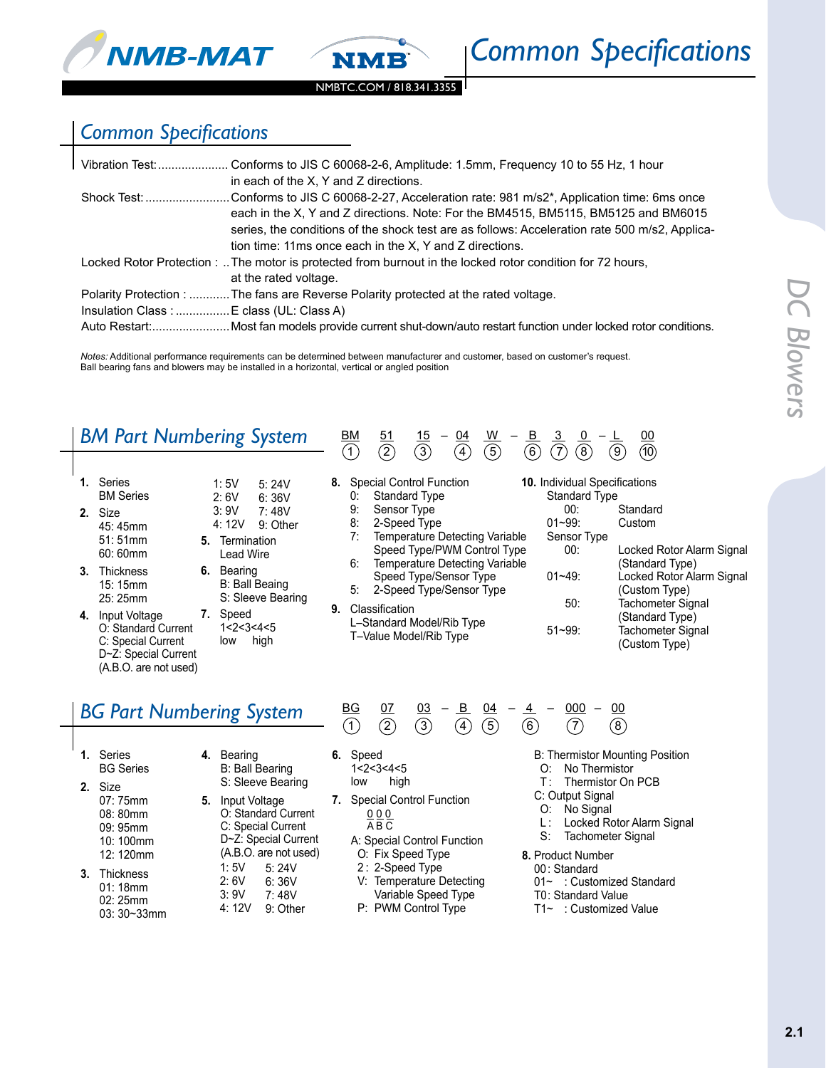# Common Specifications

## Common Specifications

Vibration Test:..................... Conforms to JIS C 60068-2-6, Amplitude: 1.5mm, Frequency 10 to 55 Hz, 1 hour in each of the X, Y and Z directions.

Shock Test: ......................... Conforms to JIS C 60068-2-27, Acceleration rate: 981 m/s2*, Application time: 6ms once each in the X, Y and Z directions. Note: For the BM4515, BM5115, BM5125 and BM6015 series, the conditions of the shock test are as follows: Acceleration rate 500 m/s2, Application time: 11ms once each in the X, Y and Z directions.

Locked Rotor Protection : ..The motor is protected from burnout in the locked rotor condition for 72 hours, at the rated voltage.

Polarity Protection : ............The fans are Reverse Polarity protected at the rated voltage.

Insulation Class : ................E class (UL: Class A)

Auto Restart:........................Most fan models provide current shut-down/auto restart function under locked rotor conditions.

*Notes:* Additional performance requirements can be determined between manufacturer and customer, based on customer's request.
Ball bearing fans and blowers may be installed in a horizontal, vertical or angled position

## BM Part Numbering System

BM 51 15 – 04 W – B 3 0 – L 00
① ② ③ ④ ⑤ ⑥ ⑦ ⑧ ⑨ ⑩

**1.** Series
BM Series

**2.** Size
45: 45mm
51: 51mm
60: 60mm

**3.** Thickness
15: 15mm
25: 25mm

**4.** Input Voltage
O: Standard Current
C: Special Current
D~Z: Special Current
(A.B.O. are not used)
1: 5V 5: 24V
2: 6V 6: 36V
3: 9V 7: 48V
4: 12V 9: Other

**5.** Termination
Lead Wire

**6.** Bearing
B: Ball Beaing
S: Sleeve Bearing

**7.** Speed
1<2<3<4<5
low high

**8.** Special Control Function
0: Standard Type
9: Sensor Type
8: 2-Speed Type
7: Temperature Detecting Variable Speed Type/PWM Control Type
6: Temperature Detecting Variable Speed Type/Sensor Type
5: 2-Speed Type/Sensor Type

**9.** Classification
L–Standard Model/Rib Type
T–Value Model/Rib Type

**10.** Individual Specifications
Standard Type
00: Standard
01~99: Custom
Sensor Type
00: Locked Rotor Alarm Signal (Standard Type)
01~49: Locked Rotor Alarm Signal (Custom Type)
50: Tachometer Signal (Standard Type)
51~99: Tachometer Signal (Custom Type)

## BG Part Numbering System

BG 07 03 – B 04 – 4 – 000 – 00
① ② ③ ④ ⑤ ⑥ ⑦ ⑧

**1.** Series
BG Series

**2.** Size
07: 75mm
08: 80mm
09: 95mm
10: 100mm
12: 120mm

**3.** Thickness
01: 18mm
02: 25mm
03: 30~33mm

**4.** Bearing
B: Ball Bearing
S: Sleeve Bearing

**5.** Input Voltage
O: Standard Current
C: Special Current
D~Z: Special Current
(A.B.O. are not used)
1: 5V 5: 24V
2: 6V 6: 36V
3: 9V 7: 48V
4: 12V 9: Other

**6.** Speed
1<2<3<4<5
low high

**7.** Special Control Function
0 0 0
A B C
A: Special Control Function
O: Fix Speed Type
2: 2-Speed Type
V: Temperature Detecting Variable Speed Type
P: PWM Control Type
B: Thermistor Mounting Position
O: No Thermistor
T: Thermistor On PCB
C: Output Signal
O: No Signal
L: Locked Rotor Alarm Signal
S: Tachometer Signal

**8.** Product Number
00: Standard
01~ : Customized Standard
T0: Standard Value
T1~ : Customized Value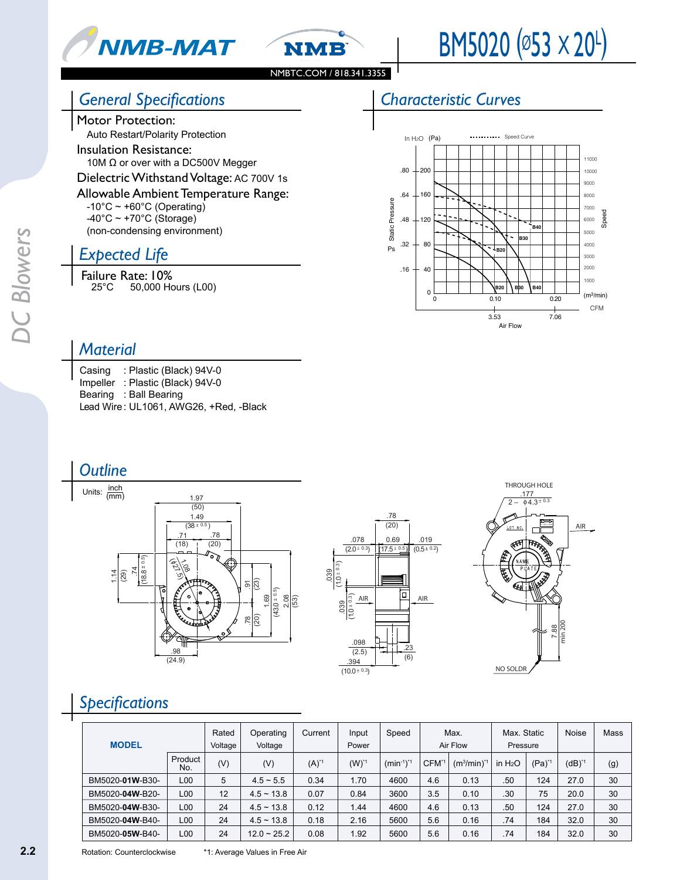# BM5020 (ø53 x 20L)

NMBTC.COM / 818.341.3355

## General Specifications

**Motor Protection:**
Auto Restart/Polarity Protection

**Insulation Resistance:**
10M Ω or over with a DC500V Megger

**Dielectric Withstand Voltage:** AC 700V 1s

**Allowable Ambient Temperature Range:**
-10°C ~ +60°C (Operating)
-40°C ~ +70°C (Storage)
(non-condensing environment)

## Expected Life

**Failure Rate: 10%**
25°C 50,000 Hours (L00)

## Characteristic Curves

In $H_2O$ (Pa)
Speed Curve
.80 200
.64 160
.48 120
.32 80
.16 40
0
Static Pressure
Ps
11000
10000
9000
8000
7000
6000
5000
4000
3000
2000
1000
Speed
B40
B30
B20
B20 B30 B40
0 0.10 0.20 ($m^3$/min)
3.53 7.06 CFM
Air Flow

## Material

Casing : Plastic (Black) 94V-0
Impeller : Plastic (Black) 94V-0
Bearing : Ball Bearing
Lead Wire : UL1061, AWG26, +Red, -Black

## Outline

Units: inch / (mm)

1.97 (50)
1.49 (38 ± 0.5)
.71 (18)
.78 (20)
1.14 (29)
.74 (18.8 ± 0.5)
1.08 (ø27.5)
.91 (23)
.78 (20)
1.69 (43.0 ± 0.5)
2.08 (53)
.98 (24.9)
.78 (20)
.078 (2.0 ± 0.3)
0.69 (17.5 ± 0.5)
.019 (0.5 ± 0.2)
.039 (1.0 ± 0.3)
.039 (1.0 ± 0.3)
AIR
AIR
.098 (2.5)
.23 (6)
.394 (10.0 ± 0.3)
THROUGH HOLE
.177
2 – ø4.3 ± 0.3
LOT NO.
AIR
NAME PLATE
7.88
min 200
NO SOLDR

## Specifications

| MODEL | | Rated Voltage | Operating Voltage | Current | Input Power | Speed | Max. Air Flow | | Max. Static Pressure | | Noise | Mass |
|---|---|---|---|---|---|---|---|---|---|---|---|---|
| | Product No. | (V) | (V) | (A)*1 | (W)*1 | (min⁻¹)*1 | CFM*1 | ($m^3$/min)*1 | in $H_2O$ | (Pa)*1 | (dB)*1 | (g) |
| BM5020-**01W**-B30- | L00 | 5 | 4.5 ~ 5.5 | 0.34 | 1.70 | 4600 | 4.6 | 0.13 | .50 | 124 | 27.0 | 30 |
| BM5020-**04W**-B20- | L00 | 12 | 4.5 ~ 13.8 | 0.07 | 0.84 | 3600 | 3.5 | 0.10 | .30 | 75 | 20.0 | 30 |
| BM5020-**04W**-B30- | L00 | 24 | 4.5 ~ 13.8 | 0.12 | 1.44 | 4600 | 4.6 | 0.13 | .50 | 124 | 27.0 | 30 |
| BM5020-**04W**-B40- | L00 | 24 | 4.5 ~ 13.8 | 0.18 | 2.16 | 5600 | 5.6 | 0.16 | .74 | 184 | 32.0 | 30 |
| BM5020-**05W**-B40- | L00 | 24 | 12.0 ~ 25.2 | 0.08 | 1.92 | 5600 | 5.6 | 0.16 | .74 | 184 | 32.0 | 30 |

Rotation: Counterclockwise    *1: Average Values in Free Air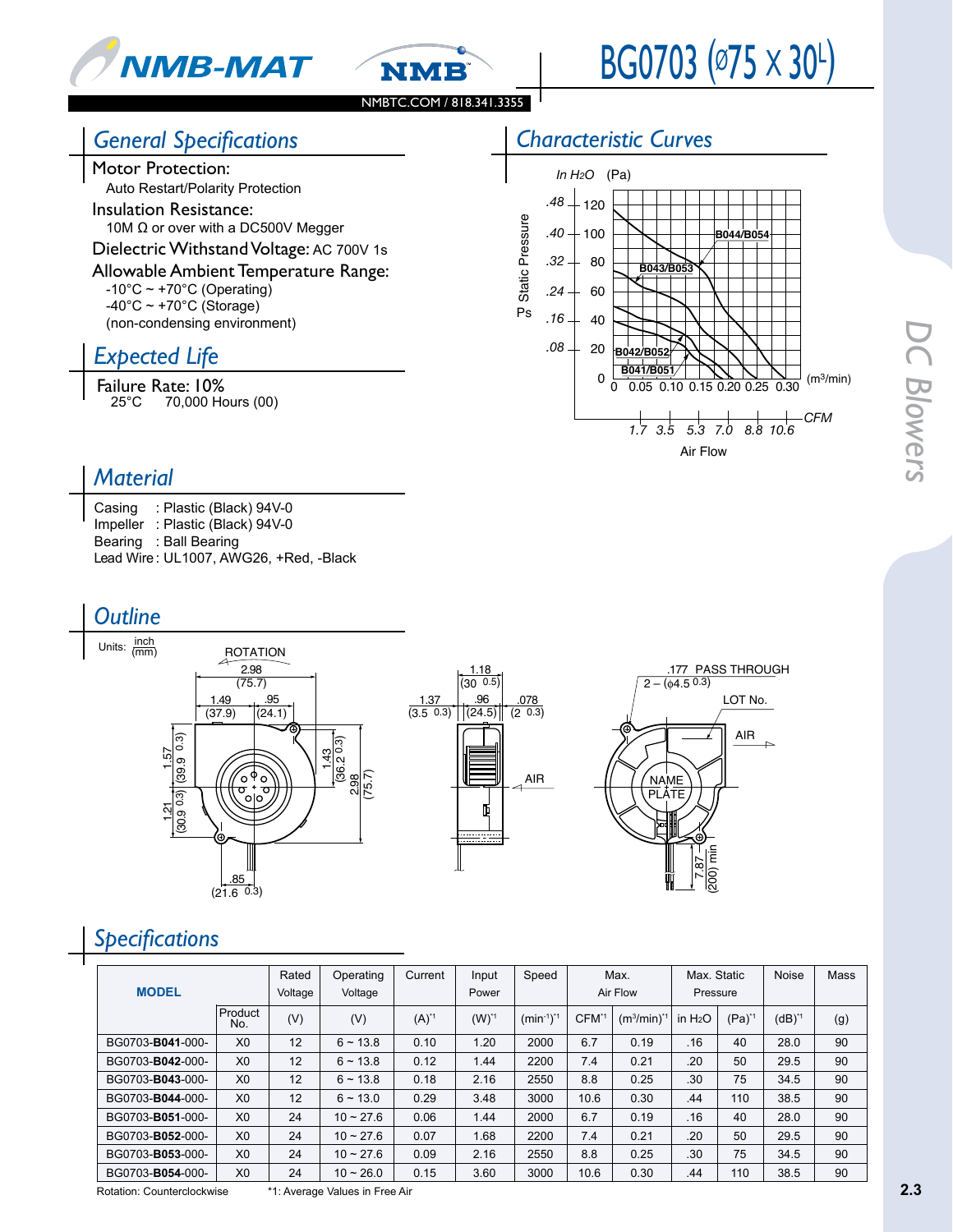# BG0703 (ø75 x 30L)

NMBTC.COM / 818.341.3355

## General Specifications

**Motor Protection:**
Auto Restart/Polarity Protection

**Insulation Resistance:**
10M Ω or over with a DC500V Megger

**Dielectric Withstand Voltage:** AC 700V 1s

**Allowable Ambient Temperature Range:**
-10°C ~ +70°C (Operating)
-40°C ~ +70°C (Storage)
(non-condensing environment)

## Expected Life

Failure Rate: 10%
25°C 70,000 Hours (00)

## Material

Casing : Plastic (Black) 94V-0
Impeller : Plastic (Black) 94V-0
Bearing : Ball Bearing
Lead Wire : UL1007, AWG26, +Red, -Black

## Characteristic Curves

In $H_2O$ (Pa)
Static Pressure Ps
.48 120
.40 100
.32 80
.24 60
.16 40
.08 20
0
B044/B054
B043/B053
B042/B052
B041/B051
0 0.05 0.10 0.15 0.20 0.25 0.30 ($m^3$/min)
1.7 3.5 5.3 7.0 8.8 10.6 CFM
Air Flow

## Outline

Units: inch (mm)

ROTATION
2.98 (75.7)
1.49 (37.9)
.95 (24.1)
1.57 (39.9 0.3)
1.21 (30.9 0.3)
1.43 (36.2 0.3)
2.98 (75.7)
.85 (21.6 0.3)
1.18 (30 0.5)
1.37 (3.5 0.3)
.96 (24.5)
.078 (2 0.3)
AIR
.177 PASS THROUGH
2 – (ϕ4.5 0.3)
LOT No.
AIR
NAME PLATE
7.87 (200) min

## Specifications

| MODEL | | Rated Voltage | Operating Voltage | Current | Input Power | Speed | Max. Air Flow | | Max. Static Pressure | | Noise | Mass |
|---|---|---|---|---|---|---|---|---|---|---|---|---|
| | Product No. | (V) | (V) | (A)*1 | (W)*1 | (min-1)*1 | CFM*1 | ($m^3$/min)*1 | in $H_2O$ | (Pa)*1 | (dB)*1 | (g) |
| BG0703-**B041**-000- | X0 | 12 | 6 ~ 13.8 | 0.10 | 1.20 | 2000 | 6.7 | 0.19 | .16 | 40 | 28.0 | 90 |
| BG0703-**B042**-000- | X0 | 12 | 6 ~ 13.8 | 0.12 | 1.44 | 2200 | 7.4 | 0.21 | .20 | 50 | 29.5 | 90 |
| BG0703-**B043**-000- | X0 | 12 | 6 ~ 13.8 | 0.18 | 2.16 | 2550 | 8.8 | 0.25 | .30 | 75 | 34.5 | 90 |
| BG0703-**B044**-000- | X0 | 12 | 6 ~ 13.0 | 0.29 | 3.48 | 3000 | 10.6 | 0.30 | .44 | 110 | 38.5 | 90 |
| BG0703-**B051**-000- | X0 | 24 | 10 ~ 27.6 | 0.06 | 1.44 | 2000 | 6.7 | 0.19 | .16 | 40 | 28.0 | 90 |
| BG0703-**B052**-000- | X0 | 24 | 10 ~ 27.6 | 0.07 | 1.68 | 2200 | 7.4 | 0.21 | .20 | 50 | 29.5 | 90 |
| BG0703-**B053**-000- | X0 | 24 | 10 ~ 27.6 | 0.09 | 2.16 | 2550 | 8.8 | 0.25 | .30 | 75 | 34.5 | 90 |
| BG0703-**B054**-000- | X0 | 24 | 10 ~ 26.0 | 0.15 | 3.60 | 3000 | 10.6 | 0.30 | .44 | 110 | 38.5 | 90 |

Rotation: Counterclockwise *1: Average Values in Free Air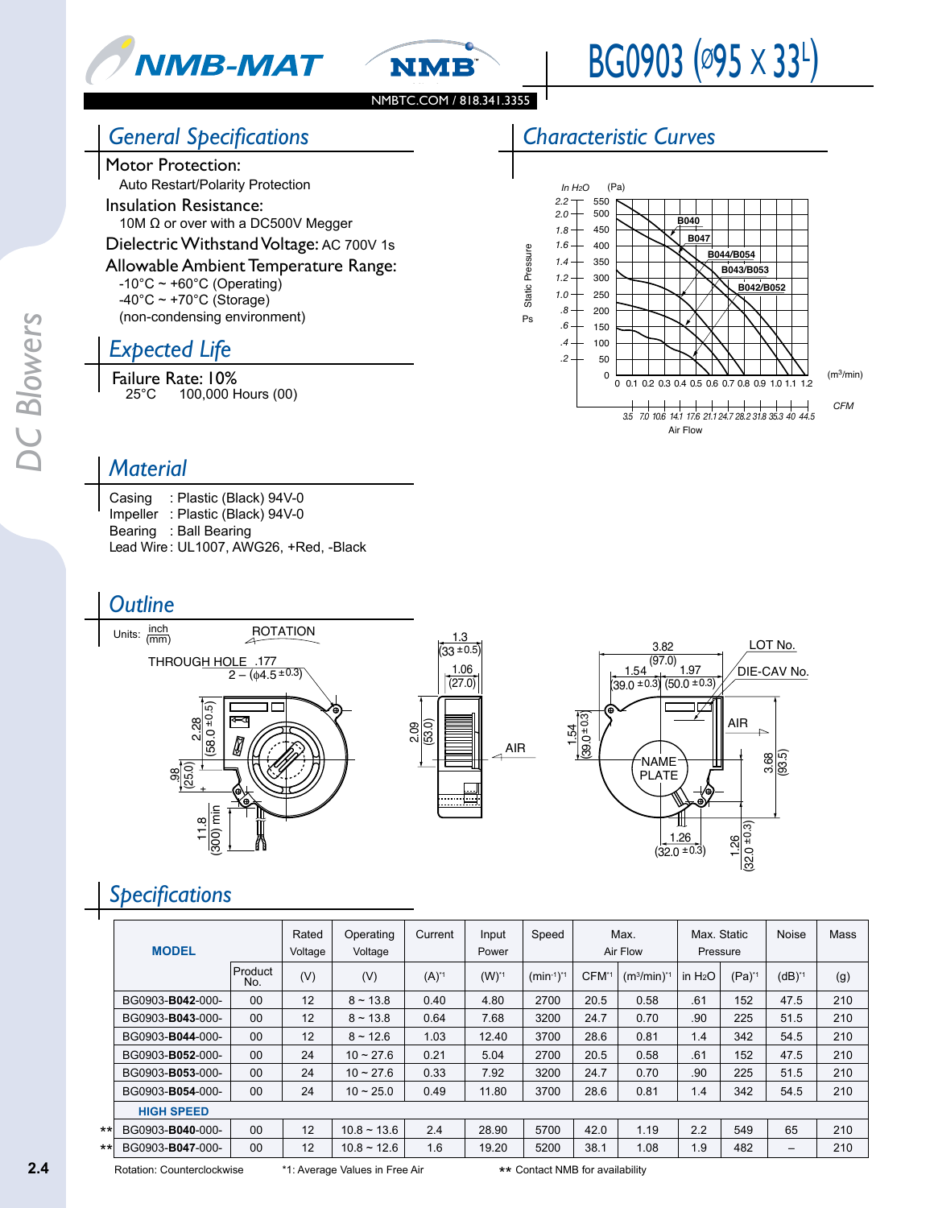NMB-MAT NMB

NMBTC.COM / 818.341.3355

# BG0903 (ø95 x 33L)

## General Specifications

**Motor Protection:**
Auto Restart/Polarity Protection

**Insulation Resistance:**
10M Ω or over with a DC500V Megger

**Dielectric Withstand Voltage:** AC 700V 1s

**Allowable Ambient Temperature Range:**
-10°C ~ +60°C (Operating)
-40°C ~ +70°C (Storage)
(non-condensing environment)

## Expected Life

Failure Rate: 10%
25°C 100,000 Hours (00)

## Material

Casing : Plastic (Black) 94V-0
Impeller : Plastic (Black) 94V-0
Bearing : Ball Bearing
Lead Wire : UL1007, AWG26, +Red, -Black

## Characteristic Curves

Static Pressure Ps
In $H_2O$ (Pa)
2.2 550
2.0 500
1.8 450
1.6 400
1.4 350
1.2 300
1.0 250
.8 200
.6 150
.4 100
.2 50
0

B040
B047
B044/B054
B043/B053
B042/B052

0 0.1 0.2 0.3 0.4 0.5 0.6 0.7 0.8 0.9 1.0 1.1 1.2 ($m^3$/min)
3.5 7.0 10.6 14.1 17.6 21.1 24.7 28.2 31.8 35.3 40 44.5 CFM
Air Flow

## Outline

Units: inch (mm)

ROTATION
THROUGH HOLE .177
2 – (φ4.5 ±0.3)
2.28 (58.0 ±0.5)
.98 (25.0)
11.8 (300) min
1.3 (33 ±0.5)
1.06 (27.0)
2.09 (53.0)
AIR
3.82 (97.0)
1.54 (39.0 ±0.3)
1.97 (50.0 ±0.3)
LOT No.
DIE-CAV No.
1.54 (39.0 ±0.3)
AIR
NAME PLATE
3.68 (93.5)
1.26 (32.0 ±0.3)
1.26 (32.0 ±0.3)

## Specifications

| MODEL | Product No. | Rated Voltage (V) | Operating Voltage (V) | Current (A)*1 | Input Power (W)*1 | Speed (min-1)*1 | Max. Air Flow CFM*1 | Max. Air Flow ($m^3$/min)*1 | Max. Static Pressure in $H_2O$ | Max. Static Pressure (Pa)*1 | Noise (dB)*1 | Mass (g) |
|---|---|---|---|---|---|---|---|---|---|---|---|---|
| BG0903-**B042**-000- | 00 | 12 | 8 ~ 13.8 | 0.40 | 4.80 | 2700 | 20.5 | 0.58 | .61 | 152 | 47.5 | 210 |
| BG0903-**B043**-000- | 00 | 12 | 8 ~ 13.8 | 0.64 | 7.68 | 3200 | 24.7 | 0.70 | .90 | 225 | 51.5 | 210 |
| BG0903-**B044**-000- | 00 | 12 | 8 ~ 12.6 | 1.03 | 12.40 | 3700 | 28.6 | 0.81 | 1.4 | 342 | 54.5 | 210 |
| BG0903-**B052**-000- | 00 | 24 | 10 ~ 27.6 | 0.21 | 5.04 | 2700 | 20.5 | 0.58 | .61 | 152 | 47.5 | 210 |
| BG0903-**B053**-000- | 00 | 24 | 10 ~ 27.6 | 0.33 | 7.92 | 3200 | 24.7 | 0.70 | .90 | 225 | 51.5 | 210 |
| BG0903-**B054**-000- | 00 | 24 | 10 ~ 25.0 | 0.49 | 11.80 | 3700 | 28.6 | 0.81 | 1.4 | 342 | 54.5 | 210 |
| **HIGH SPEED** | | | | | | | | | | | | |
| ** BG0903-**B040**-000- | 00 | 12 | 10.8 ~ 13.6 | 2.4 | 28.90 | 5700 | 42.0 | 1.19 | 2.2 | 549 | 65 | 210 |
| ** BG0903-**B047**-000- | 00 | 12 | 10.8 ~ 12.6 | 1.6 | 19.20 | 5200 | 38.1 | 1.08 | 1.9 | 482 | – | 210 |

Rotation: Counterclockwise *1: Average Values in Free Air ** Contact NMB for availability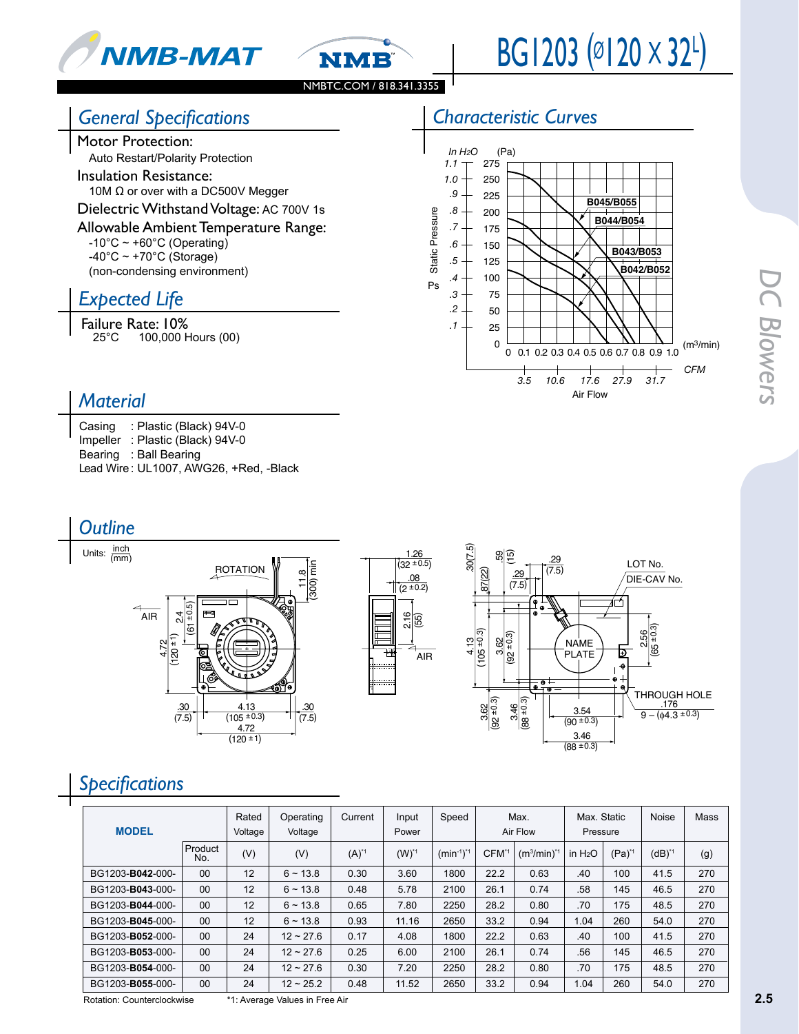# BG1203 (ø120 x 32L)

NMBTC.COM / 818.341.3355

## General Specifications

**Motor Protection:**
Auto Restart/Polarity Protection

**Insulation Resistance:**
10M Ω or over with a DC500V Megger

**Dielectric Withstand Voltage:** AC 700V 1s

**Allowable Ambient Temperature Range:**
-10°C ~ +60°C (Operating)
-40°C ~ +70°C (Storage)
(non-condensing environment)

## Expected Life

Failure Rate: 10%
25°C 100,000 Hours (00)

## Material

Casing : Plastic (Black) 94V-0
Impeller : Plastic (Black) 94V-0
Bearing : Ball Bearing
Lead Wire : UL1007, AWG26, +Red, -Black

## Characteristic Curves

In $H_2O$ (Pa)
1.1 275
1.0 250
.9 225
.8 200
.7 175
.6 150
.5 125
.4 100
.3 75
.2 50
.1 25
0

Static Pressure Ps

B045/B055
B044/B054
B043/B053
B042/B052

0 0.1 0.2 0.3 0.4 0.5 0.6 0.7 0.8 0.9 1.0 ($m^3$/min)

3.5 10.6 17.6 27.9 31.7 CFM

Air Flow

## Outline

Units: inch / (mm)

ROTATION
AIR
11.8 (300) min
2.4 (61 ±0.5)
4.72 (120 ±1)
.30 (7.5)
4.13 (105 ±0.3)
.30 (7.5)
4.72 (120 ±1)

1.26 (32 ±0.5)
.08 (2 ±0.2)
2.16 (55)
AIR

.30 (7.5)
.59 (15)
.29 (7.5)
.29 (7.5)
.87 (22)
LOT No.
DIE-CAV No.
NAME PLATE
4.13 (105 ±0.3)
3.62 (92 ±0.3)
2.56 (65 ±0.3)
THROUGH HOLE .176
9 – (ϕ4.3 ±0.3)
3.62 (92 ±0.3)
3.46 (88 ±0.3)
3.54 (90 ±0.3)
3.46 (88 ±0.3)

## Specifications

| MODEL | | Rated Voltage | Operating Voltage | Current | Input Power | Speed | Max. Air Flow | | Max. Static Pressure | | Noise | Mass |
|---|---|---|---|---|---|---|---|---|---|---|---|---|
| | Product No. | (V) | (V) | (A)*1 | (W)*1 | (min⁻¹)*1 | CFM*1 | ($m^3$/min)*1 | in $H_2O$ | (Pa)*1 | (dB)*1 | (g) |
| BG1203-**B042**-000- | 00 | 12 | 6 ~ 13.8 | 0.30 | 3.60 | 1800 | 22.2 | 0.63 | .40 | 100 | 41.5 | 270 |
| BG1203-**B043**-000- | 00 | 12 | 6 ~ 13.8 | 0.48 | 5.78 | 2100 | 26.1 | 0.74 | .58 | 145 | 46.5 | 270 |
| BG1203-**B044**-000- | 00 | 12 | 6 ~ 13.8 | 0.65 | 7.80 | 2250 | 28.2 | 0.80 | .70 | 175 | 48.5 | 270 |
| BG1203-**B045**-000- | 00 | 12 | 6 ~ 13.8 | 0.93 | 11.16 | 2650 | 33.2 | 0.94 | 1.04 | 260 | 54.0 | 270 |
| BG1203-**B052**-000- | 00 | 24 | 12 ~ 27.6 | 0.17 | 4.08 | 1800 | 22.2 | 0.63 | .40 | 100 | 41.5 | 270 |
| BG1203-**B053**-000- | 00 | 24 | 12 ~ 27.6 | 0.25 | 6.00 | 2100 | 26.1 | 0.74 | .56 | 145 | 46.5 | 270 |
| BG1203-**B054**-000- | 00 | 24 | 12 ~ 27.6 | 0.30 | 7.20 | 2250 | 28.2 | 0.80 | .70 | 175 | 48.5 | 270 |
| BG1203-**B055**-000- | 00 | 24 | 12 ~ 25.2 | 0.48 | 11.52 | 2650 | 33.2 | 0.94 | 1.04 | 260 | 54.0 | 270 |

Rotation: Counterclockwise *1: Average Values in Free Air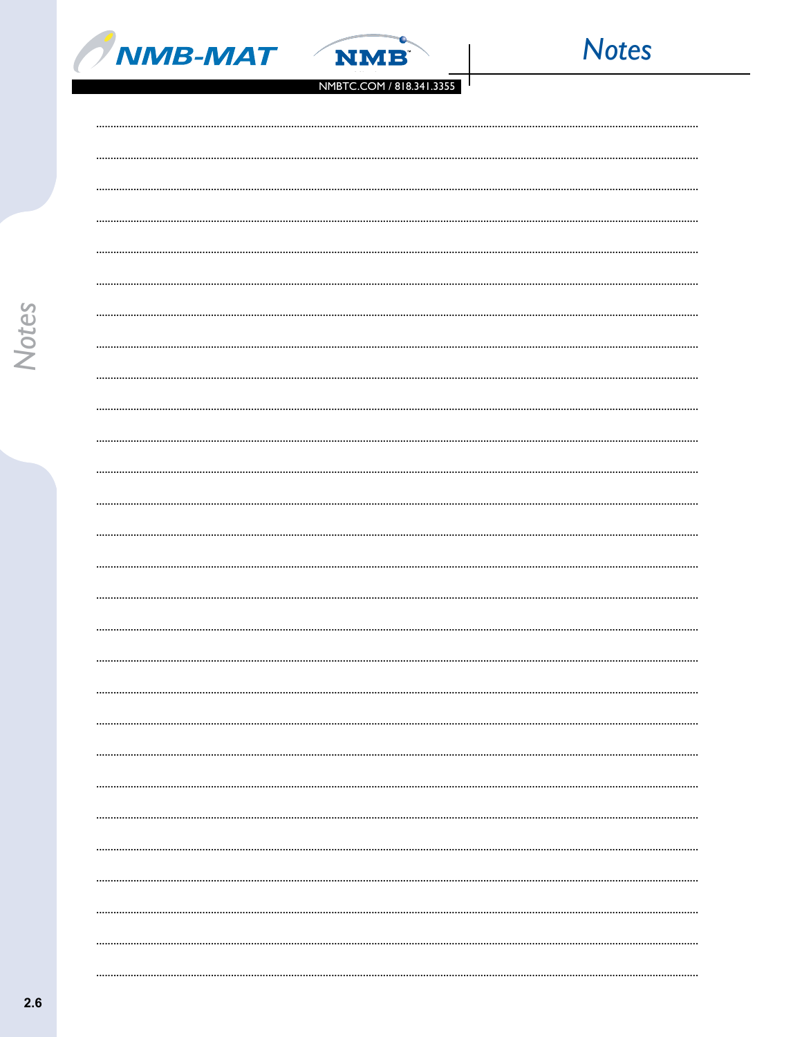# Notes